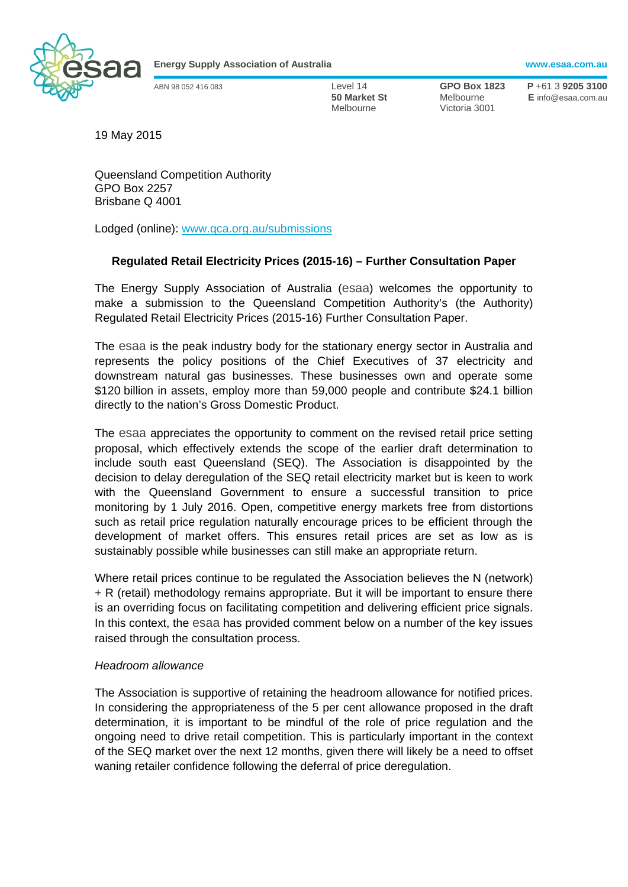**Energy Supply Association of Australia** www.esaa.com.au

ABN 98 052 416 083

Level 14
**50 Market St**
Melbourne

**GPO Box 1823**
Melbourne
Victoria 3001

**P** +61 3 **9205 3100**
**E** info@esaa.com.au

19 May 2015

Queensland Competition Authority
GPO Box 2257
Brisbane Q 4001

Lodged (online): www.qca.org.au/submissions

**Regulated Retail Electricity Prices (2015-16) – Further Consultation Paper**

The Energy Supply Association of Australia (esaa) welcomes the opportunity to make a submission to the Queensland Competition Authority's (the Authority) Regulated Retail Electricity Prices (2015-16) Further Consultation Paper.

The esaa is the peak industry body for the stationary energy sector in Australia and represents the policy positions of the Chief Executives of 37 electricity and downstream natural gas businesses. These businesses own and operate some $120 billion in assets, employ more than 59,000 people and contribute $24.1 billion directly to the nation's Gross Domestic Product.

The esaa appreciates the opportunity to comment on the revised retail price setting proposal, which effectively extends the scope of the earlier draft determination to include south east Queensland (SEQ). The Association is disappointed by the decision to delay deregulation of the SEQ retail electricity market but is keen to work with the Queensland Government to ensure a successful transition to price monitoring by 1 July 2016. Open, competitive energy markets free from distortions such as retail price regulation naturally encourage prices to be efficient through the development of market offers. This ensures retail prices are set as low as is sustainably possible while businesses can still make an appropriate return.

Where retail prices continue to be regulated the Association believes the N (network) + R (retail) methodology remains appropriate. But it will be important to ensure there is an overriding focus on facilitating competition and delivering efficient price signals. In this context, the esaa has provided comment below on a number of the key issues raised through the consultation process.

*Headroom allowance*

The Association is supportive of retaining the headroom allowance for notified prices. In considering the appropriateness of the 5 per cent allowance proposed in the draft determination, it is important to be mindful of the role of price regulation and the ongoing need to drive retail competition. This is particularly important in the context of the SEQ market over the next 12 months, given there will likely be a need to offset waning retailer confidence following the deferral of price deregulation.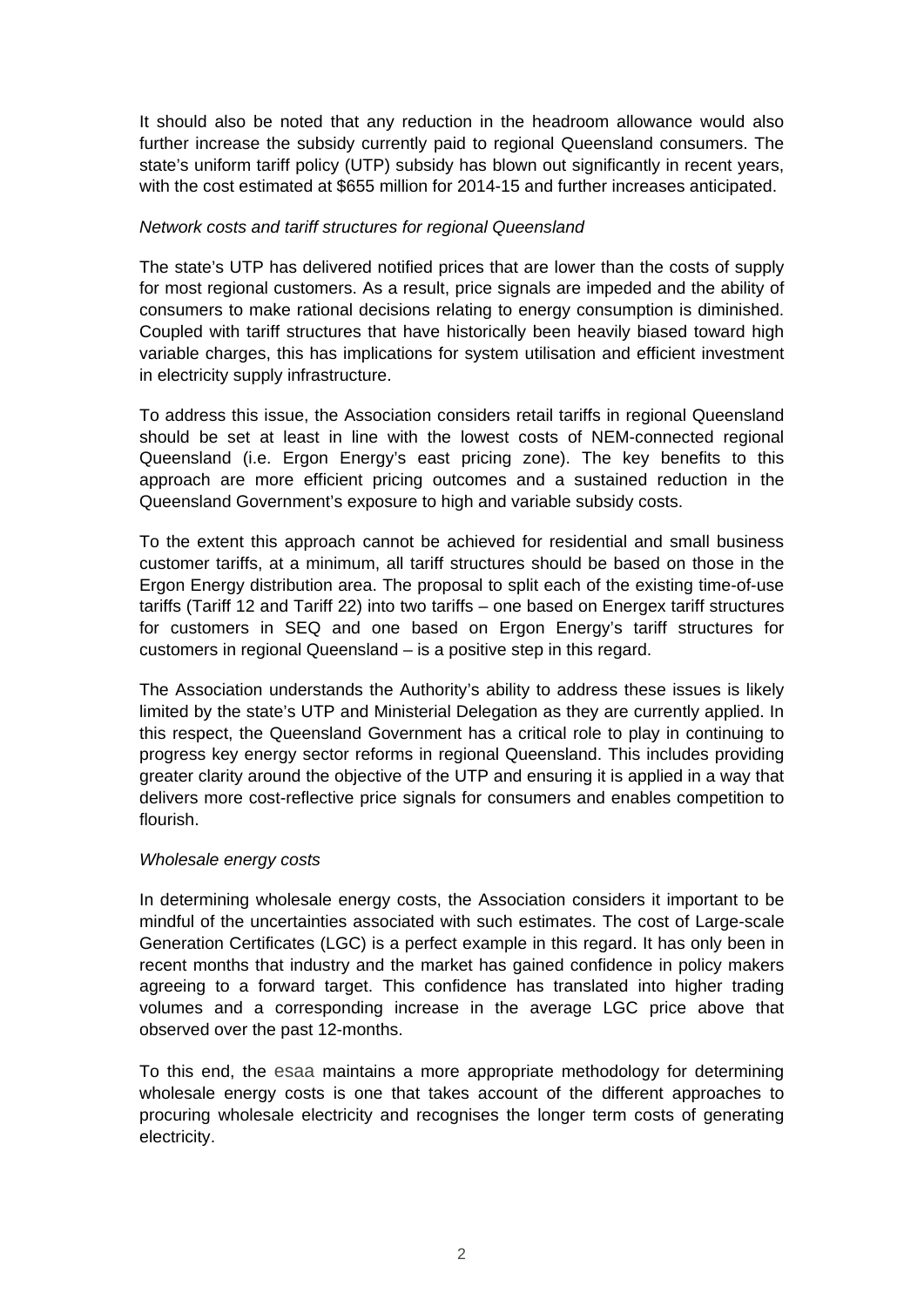It should also be noted that any reduction in the headroom allowance would also further increase the subsidy currently paid to regional Queensland consumers. The state's uniform tariff policy (UTP) subsidy has blown out significantly in recent years, with the cost estimated at $655 million for 2014-15 and further increases anticipated.

*Network costs and tariff structures for regional Queensland*

The state's UTP has delivered notified prices that are lower than the costs of supply for most regional customers. As a result, price signals are impeded and the ability of consumers to make rational decisions relating to energy consumption is diminished. Coupled with tariff structures that have historically been heavily biased toward high variable charges, this has implications for system utilisation and efficient investment in electricity supply infrastructure.

To address this issue, the Association considers retail tariffs in regional Queensland should be set at least in line with the lowest costs of NEM-connected regional Queensland (i.e. Ergon Energy's east pricing zone). The key benefits to this approach are more efficient pricing outcomes and a sustained reduction in the Queensland Government's exposure to high and variable subsidy costs.

To the extent this approach cannot be achieved for residential and small business customer tariffs, at a minimum, all tariff structures should be based on those in the Ergon Energy distribution area. The proposal to split each of the existing time-of-use tariffs (Tariff 12 and Tariff 22) into two tariffs – one based on Energex tariff structures for customers in SEQ and one based on Ergon Energy's tariff structures for customers in regional Queensland – is a positive step in this regard.

The Association understands the Authority's ability to address these issues is likely limited by the state's UTP and Ministerial Delegation as they are currently applied. In this respect, the Queensland Government has a critical role to play in continuing to progress key energy sector reforms in regional Queensland. This includes providing greater clarity around the objective of the UTP and ensuring it is applied in a way that delivers more cost-reflective price signals for consumers and enables competition to flourish.

*Wholesale energy costs*

In determining wholesale energy costs, the Association considers it important to be mindful of the uncertainties associated with such estimates. The cost of Large-scale Generation Certificates (LGC) is a perfect example in this regard. It has only been in recent months that industry and the market has gained confidence in policy makers agreeing to a forward target. This confidence has translated into higher trading volumes and a corresponding increase in the average LGC price above that observed over the past 12-months.

To this end, the esaa maintains a more appropriate methodology for determining wholesale energy costs is one that takes account of the different approaches to procuring wholesale electricity and recognises the longer term costs of generating electricity.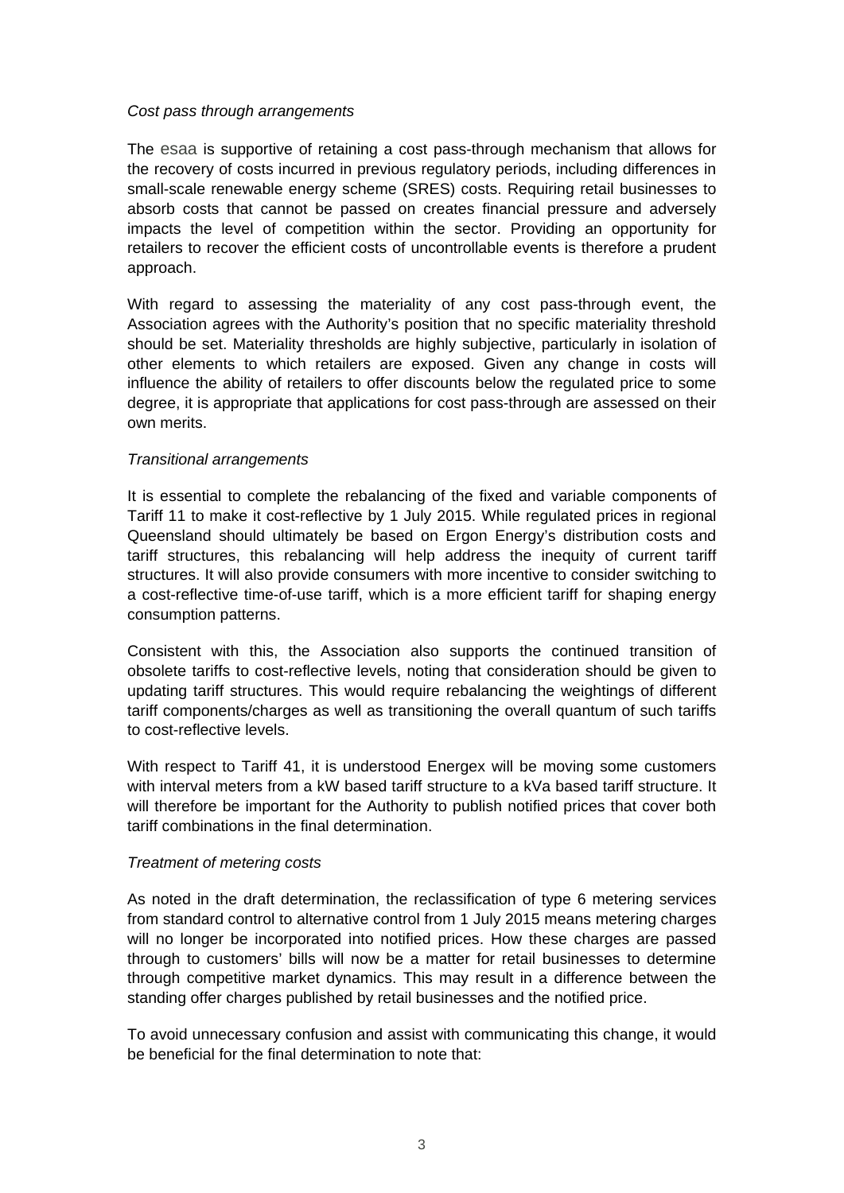*Cost pass through arrangements*

The esaa is supportive of retaining a cost pass-through mechanism that allows for the recovery of costs incurred in previous regulatory periods, including differences in small-scale renewable energy scheme (SRES) costs. Requiring retail businesses to absorb costs that cannot be passed on creates financial pressure and adversely impacts the level of competition within the sector. Providing an opportunity for retailers to recover the efficient costs of uncontrollable events is therefore a prudent approach.

With regard to assessing the materiality of any cost pass-through event, the Association agrees with the Authority's position that no specific materiality threshold should be set. Materiality thresholds are highly subjective, particularly in isolation of other elements to which retailers are exposed. Given any change in costs will influence the ability of retailers to offer discounts below the regulated price to some degree, it is appropriate that applications for cost pass-through are assessed on their own merits.

*Transitional arrangements*

It is essential to complete the rebalancing of the fixed and variable components of Tariff 11 to make it cost-reflective by 1 July 2015. While regulated prices in regional Queensland should ultimately be based on Ergon Energy's distribution costs and tariff structures, this rebalancing will help address the inequity of current tariff structures. It will also provide consumers with more incentive to consider switching to a cost-reflective time-of-use tariff, which is a more efficient tariff for shaping energy consumption patterns.

Consistent with this, the Association also supports the continued transition of obsolete tariffs to cost-reflective levels, noting that consideration should be given to updating tariff structures. This would require rebalancing the weightings of different tariff components/charges as well as transitioning the overall quantum of such tariffs to cost-reflective levels.

With respect to Tariff 41, it is understood Energex will be moving some customers with interval meters from a kW based tariff structure to a kVa based tariff structure. It will therefore be important for the Authority to publish notified prices that cover both tariff combinations in the final determination.

*Treatment of metering costs*

As noted in the draft determination, the reclassification of type 6 metering services from standard control to alternative control from 1 July 2015 means metering charges will no longer be incorporated into notified prices. How these charges are passed through to customers' bills will now be a matter for retail businesses to determine through competitive market dynamics. This may result in a difference between the standing offer charges published by retail businesses and the notified price.

To avoid unnecessary confusion and assist with communicating this change, it would be beneficial for the final determination to note that: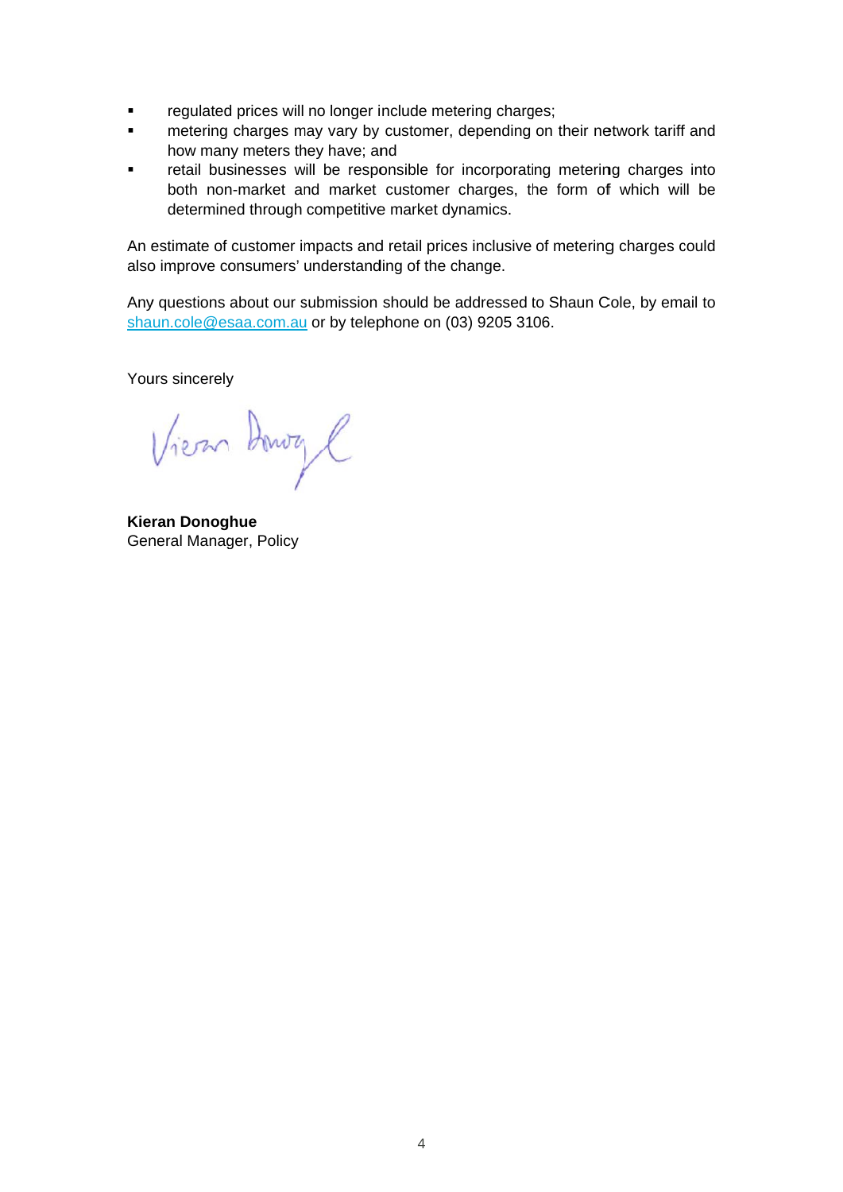- regulated prices will no longer include metering charges;
- metering charges may vary by customer, depending on their network tariff and how many meters they have; and
- retail businesses will be responsible for incorporating metering charges into both non-market and market customer charges, the form of which will be determined through competitive market dynamics.

An estimate of customer impacts and retail prices inclusive of metering charges could also improve consumers' understanding of the change.

Any questions about our submission should be addressed to Shaun Cole, by email to shaun.cole@esaa.com.au or by telephone on (03) 9205 3106.

Yours sincerely

**Kieran Donoghue**
General Manager, Policy